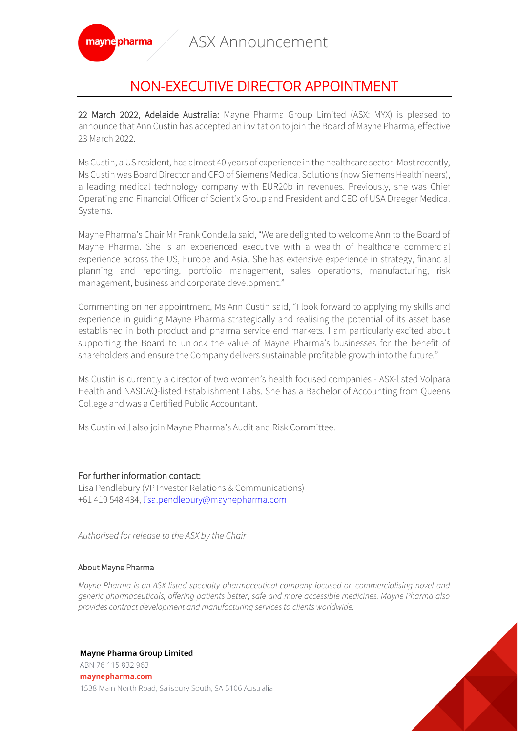ASX Announcement

# NON-EXECUTIVE DIRECTOR APPOINTMENT

**22 March 2022, Adelaide Australia:** Mayne Pharma Group Limited (ASX: MYX) is pleased to announce that Ann Custin has accepted an invitation to join the Board of Mayne Pharma, effective 23 March 2022.

Ms Custin, a US resident, has almost 40 years of experience in the healthcare sector. Most recently, Ms Custin was Board Director and CFO of Siemens Medical Solutions (now Siemens Healthineers), a leading medical technology company with EUR20b in revenues. Previously, she was Chief Operating and Financial Officer of Scient'x Group and President and CEO of USA Draeger Medical Systems.

Mayne Pharma's Chair Mr Frank Condella said, "We are delighted to welcome Ann to the Board of Mayne Pharma. She is an experienced executive with a wealth of healthcare commercial experience across the US, Europe and Asia. She has extensive experience in strategy, financial planning and reporting, portfolio management, sales operations, manufacturing, risk management, business and corporate development."

Commenting on her appointment, Ms Ann Custin said, "I look forward to applying my skills and experience in guiding Mayne Pharma strategically and realising the potential of its asset base established in both product and pharma service end markets. I am particularly excited about supporting the Board to unlock the value of Mayne Pharma's businesses for the benefit of shareholders and ensure the Company delivers sustainable profitable growth into the future."

Ms Custin is currently a director of two women's health focused companies - ASX-listed Volpara Health and NASDAQ-listed Establishment Labs. She has a Bachelor of Accounting from Queens College and was a Certified Public Accountant.

Ms Custin will also join Mayne Pharma's Audit and Risk Committee.

For further information contact:
Lisa Pendlebury (VP Investor Relations & Communications)
+61 419 548 434, lisa.pendlebury@maynepharma.com

*Authorised for release to the ASX by the Chair*

## About Mayne Pharma

*Mayne Pharma is an ASX-listed specialty pharmaceutical company focused on commercialising novel and generic pharmaceuticals, offering patients better, safe and more accessible medicines. Mayne Pharma also provides contract development and manufacturing services to clients worldwide.*

**Mayne Pharma Group Limited**
ABN 76 115 832 963
**maynepharma.com**
1538 Main North Road, Salisbury South, SA 5106 Australia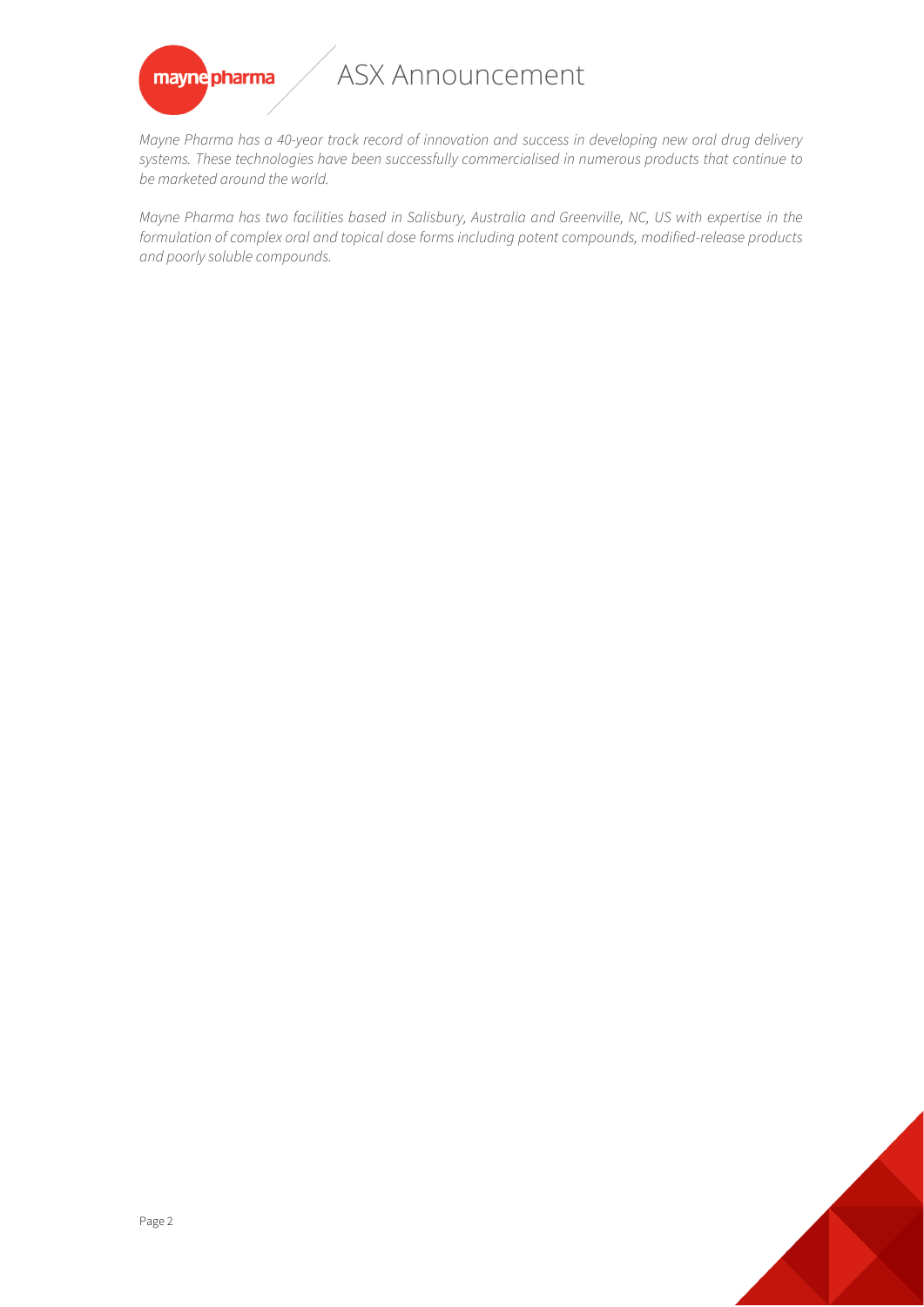*Mayne Pharma has a 40-year track record of innovation and success in developing new oral drug delivery systems. These technologies have been successfully commercialised in numerous products that continue to be marketed around the world.*

*Mayne Pharma has two facilities based in Salisbury, Australia and Greenville, NC, US with expertise in the formulation of complex oral and topical dose forms including potent compounds, modified-release products and poorly soluble compounds.*